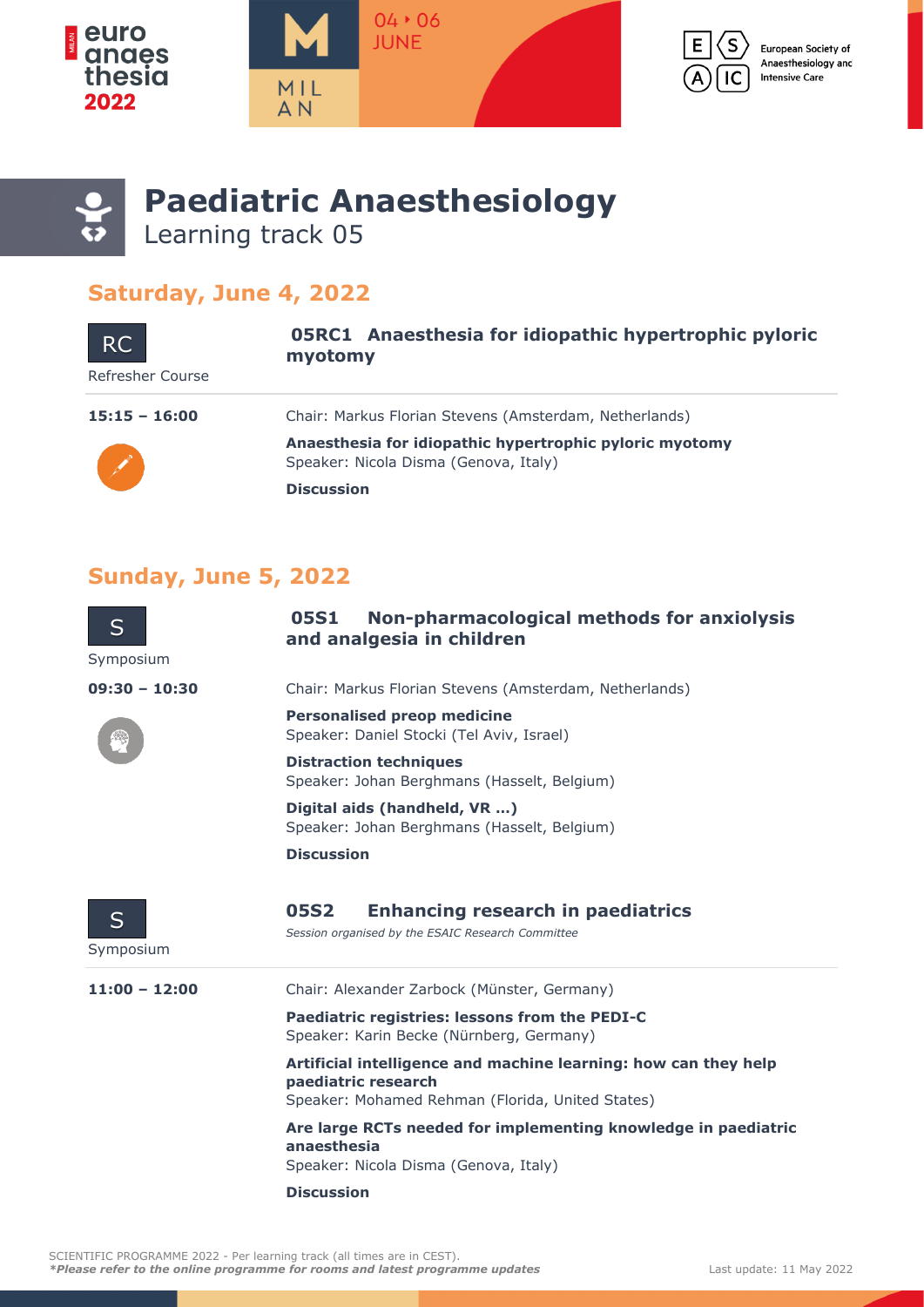# Paediatric Anaesthesiology

Learning track 05

## Saturday, June 4, 2022

**RC** Refresher Course

### 05RC1 Anaesthesia for idiopathic hypertrophic pyloric myotomy

**15:15 – 16:00**

Chair: Markus Florian Stevens (Amsterdam, Netherlands)

**Anaesthesia for idiopathic hypertrophic pyloric myotomy**
Speaker: Nicola Disma (Genova, Italy)

**Discussion**

## Sunday, June 5, 2022

**S** Symposium

### 05S1 Non-pharmacological methods for anxiolysis and analgesia in children

**09:30 – 10:30**

Chair: Markus Florian Stevens (Amsterdam, Netherlands)

**Personalised preop medicine**
Speaker: Daniel Stocki (Tel Aviv, Israel)

**Distraction techniques**
Speaker: Johan Berghmans (Hasselt, Belgium)

**Digital aids (handheld, VR ...)**
Speaker: Johan Berghmans (Hasselt, Belgium)

**Discussion**

**S** Symposium

### 05S2 Enhancing research in paediatrics

*Session organised by the ESAIC Research Committee*

**11:00 – 12:00**

Chair: Alexander Zarbock (Münster, Germany)

**Paediatric registries: lessons from the PEDI-C**
Speaker: Karin Becke (Nürnberg, Germany)

**Artificial intelligence and machine learning: how can they help paediatric research**
Speaker: Mohamed Rehman (Florida, United States)

**Are large RCTs needed for implementing knowledge in paediatric anaesthesia**
Speaker: Nicola Disma (Genova, Italy)

**Discussion**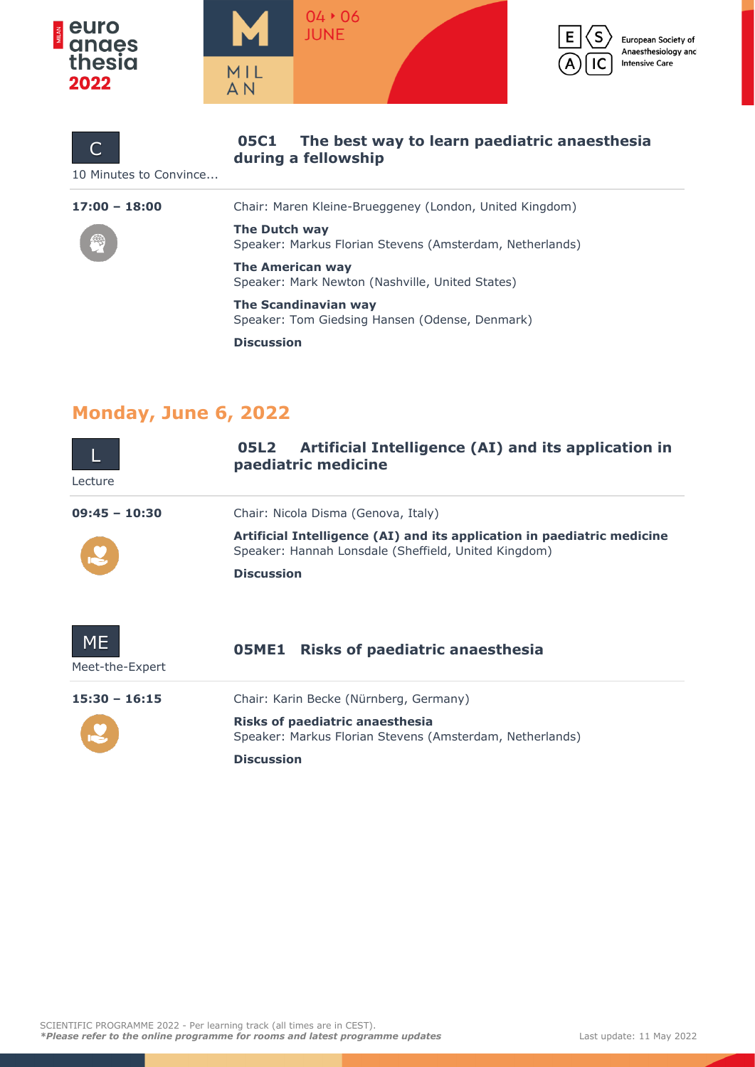C

10 Minutes to Convince...

### 05C1 The best way to learn paediatric anaesthesia during a fellowship

**17:00 – 18:00**

Chair: Maren Kleine-Brueggeney (London, United Kingdom)

**The Dutch way**
Speaker: Markus Florian Stevens (Amsterdam, Netherlands)

**The American way**
Speaker: Mark Newton (Nashville, United States)

**The Scandinavian way**
Speaker: Tom Giedsing Hansen (Odense, Denmark)

**Discussion**

## Monday, June 6, 2022

L

Lecture

### 05L2 Artificial Intelligence (AI) and its application in paediatric medicine

**09:45 – 10:30**

Chair: Nicola Disma (Genova, Italy)

**Artificial Intelligence (AI) and its application in paediatric medicine**
Speaker: Hannah Lonsdale (Sheffield, United Kingdom)

**Discussion**

ME

Meet-the-Expert

### 05ME1 Risks of paediatric anaesthesia

**15:30 – 16:15**

Chair: Karin Becke (Nürnberg, Germany)

**Risks of paediatric anaesthesia**
Speaker: Markus Florian Stevens (Amsterdam, Netherlands)

**Discussion**